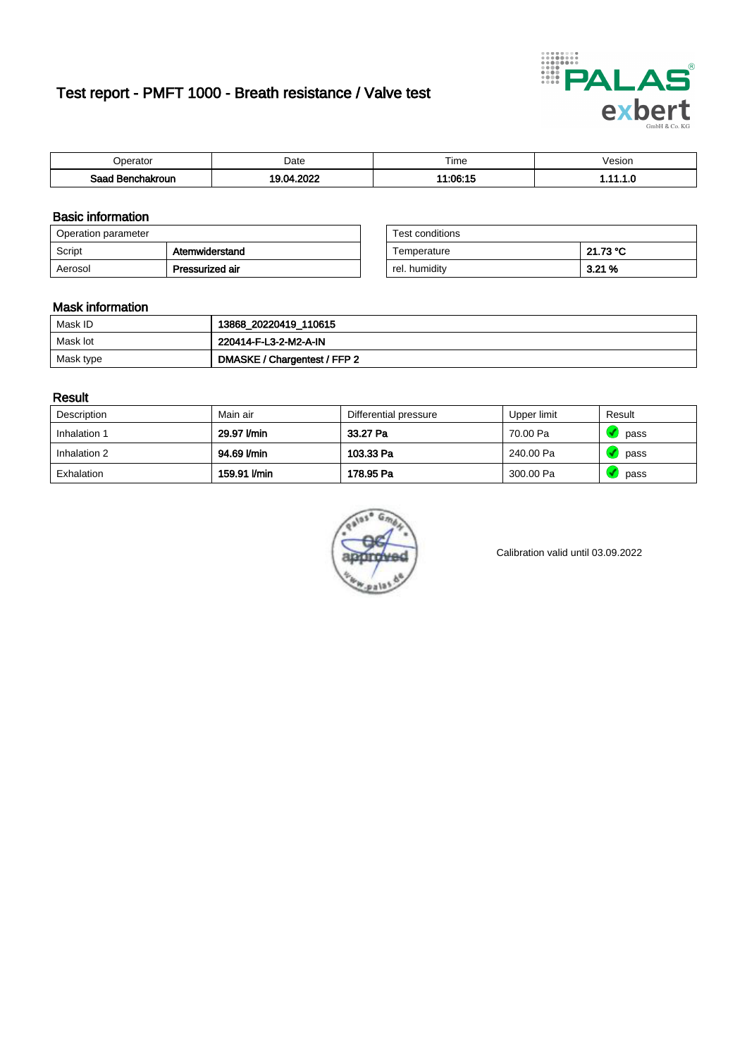# Test report - PMFT 1000 - Breath resistance / Valve test

| Operator | Date | Time | Vesion |
|---|---|---|---|
| **Saad Benchakroun** | **19.04.2022** | **11:06:15** | **1.11.1.0** |

## Basic information

| Operation parameter | |
|---|---|
| Script | **Atemwiderstand** |
| Aerosol | **Pressurized air** |

| Test conditions | |
|---|---|
| Temperature | **21.73 °C** |
| rel. humidity | **3.21 %** |

## Mask information

| | |
|---|---|
| Mask ID | **13868_20220419_110615** |
| Mask lot | **220414-F-L3-2-M2-A-IN** |
| Mask type | **DMASKE / Chargentest / FFP 2** |

## Result

| Description | Main air | Differential pressure | Upper limit | Result |
|---|---|---|---|---|
| Inhalation 1 | **29.97 l/min** | **33.27 Pa** | 70.00 Pa | pass |
| Inhalation 2 | **94.69 l/min** | **103.33 Pa** | 240.00 Pa | pass |
| Exhalation | **159.91 l/min** | **178.95 Pa** | 300.00 Pa | pass |

Calibration valid until 03.09.2022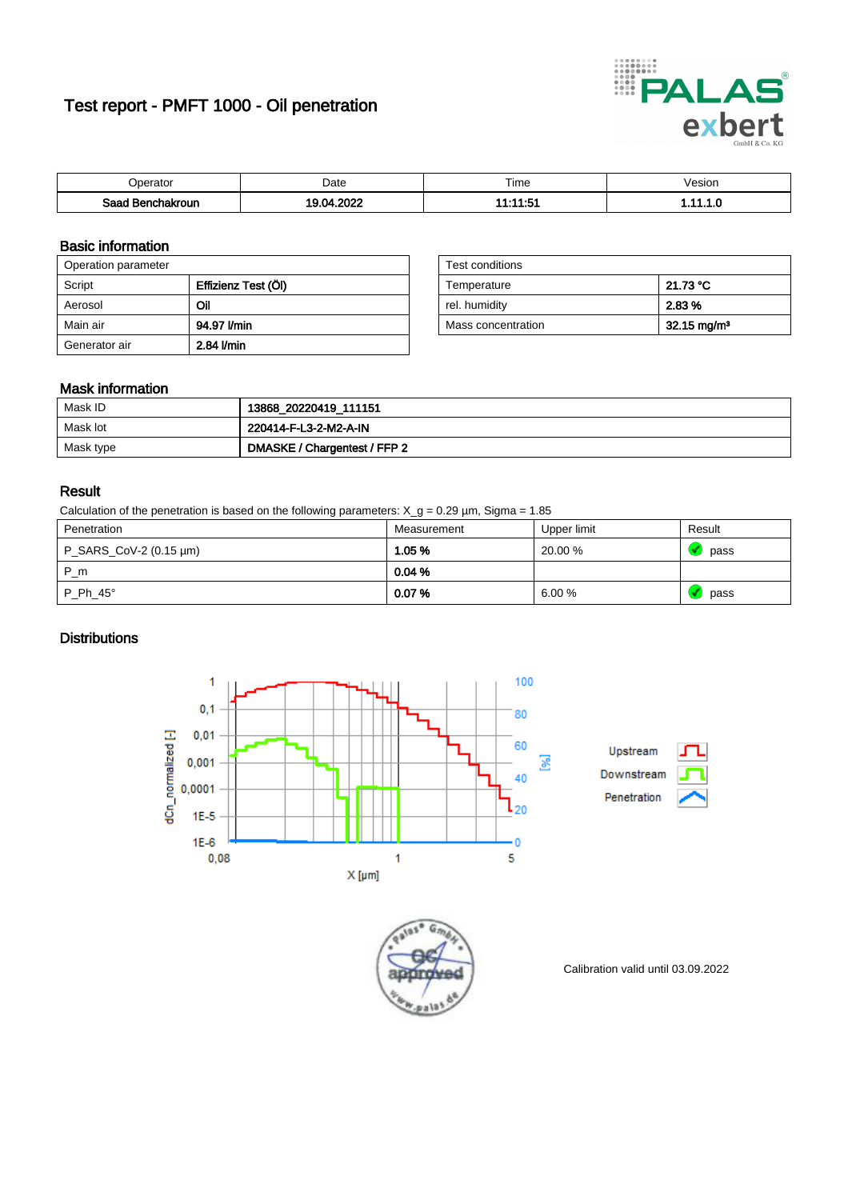# Test report - PMFT 1000 - Oil penetration

PALAS exbert GmbH & Co. KG

| Operator | Date | Time | Vesion |
|---|---|---|---|
| **Saad Benchakroun** | **19.04.2022** | **11:11:51** | **1.11.1.0** |

## Basic information

| Operation parameter | |
|---|---|
| Script | **Effizienz Test (Öl)** |
| Aerosol | **Oil** |
| Main air | **94.97 l/min** |
| Generator air | **2.84 l/min** |

| Test conditions | |
|---|---|
| Temperature | **21.73 °C** |
| rel. humidity | **2.83 %** |
| Mass concentration | **32.15 mg/m³** |

## Mask information

| | |
|---|---|
| Mask ID | **13868_20220419_111151** |
| Mask lot | **220414-F-L3-2-M2-A-IN** |
| Mask type | **DMASKE / Chargentest / FFP 2** |

## Result

Calculation of the penetration is based on the following parameters: X_g = 0.29 µm, Sigma = 1.85

| Penetration | Measurement | Upper limit | Result |
|---|---|---|---|
| P_SARS_CoV-2 (0.15 µm) | **1.05 %** | 20.00 % | pass |
| P_m | **0.04 %** | | |
| P_Ph_45° | **0.07 %** | 6.00 % | pass |

## Distributions

dCn_normalized [-]
1
0,1
0,01
0,001
0,0001
1E-5
1E-6
0,08
1
5
X [µm]
[%]
100
80
60
40
20
0
Upstream
Downstream
Penetration

Palas® GmbH
QC approved
www.palas.de

Calibration valid until 03.09.2022